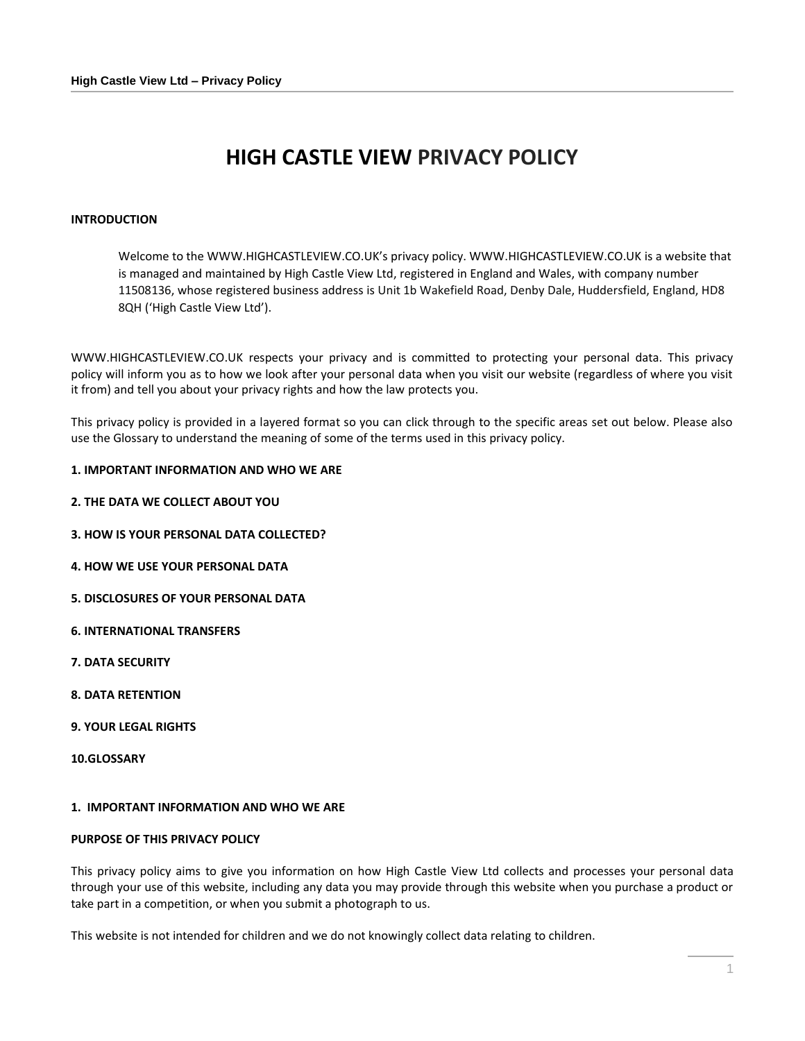# HIGH CASTLE VIEW PRIVACY POLICY

**INTRODUCTION**

Welcome to the WWW.HIGHCASTLEVIEW.CO.UK's privacy policy. WWW.HIGHCASTLEVIEW.CO.UK is a website that is managed and maintained by High Castle View Ltd, registered in England and Wales, with company number 11508136, whose registered business address is Unit 1b Wakefield Road, Denby Dale, Huddersfield, England, HD8 8QH ('High Castle View Ltd').

WWW.HIGHCASTLEVIEW.CO.UK respects your privacy and is committed to protecting your personal data. This privacy policy will inform you as to how we look after your personal data when you visit our website (regardless of where you visit it from) and tell you about your privacy rights and how the law protects you.

This privacy policy is provided in a layered format so you can click through to the specific areas set out below. Please also use the Glossary to understand the meaning of some of the terms used in this privacy policy.

**1. IMPORTANT INFORMATION AND WHO WE ARE**

**2. THE DATA WE COLLECT ABOUT YOU**

**3. HOW IS YOUR PERSONAL DATA COLLECTED?**

**4. HOW WE USE YOUR PERSONAL DATA**

**5. DISCLOSURES OF YOUR PERSONAL DATA**

**6. INTERNATIONAL TRANSFERS**

**7. DATA SECURITY**

**8. DATA RETENTION**

**9. YOUR LEGAL RIGHTS**

**10.GLOSSARY**

## 1. IMPORTANT INFORMATION AND WHO WE ARE

**PURPOSE OF THIS PRIVACY POLICY**

This privacy policy aims to give you information on how High Castle View Ltd collects and processes your personal data through your use of this website, including any data you may provide through this website when you purchase a product or take part in a competition, or when you submit a photograph to us.

This website is not intended for children and we do not knowingly collect data relating to children.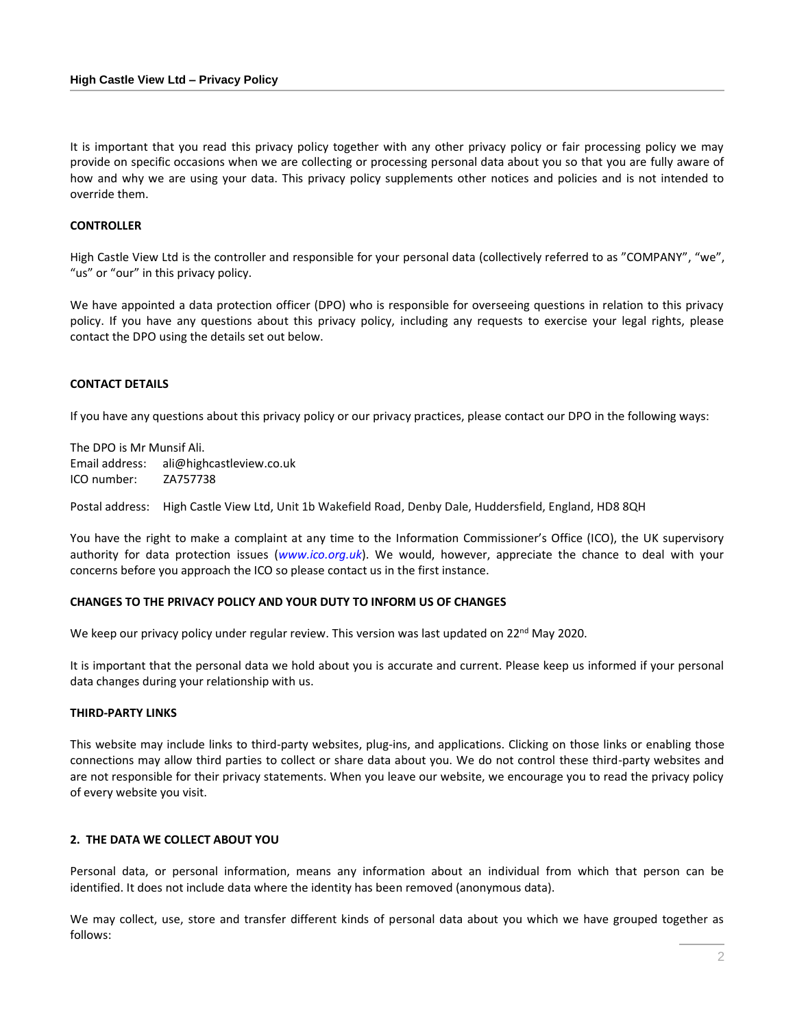It is important that you read this privacy policy together with any other privacy policy or fair processing policy we may provide on specific occasions when we are collecting or processing personal data about you so that you are fully aware of how and why we are using your data. This privacy policy supplements other notices and policies and is not intended to override them.

**CONTROLLER**

High Castle View Ltd is the controller and responsible for your personal data (collectively referred to as "COMPANY", "we", "us" or "our" in this privacy policy.

We have appointed a data protection officer (DPO) who is responsible for overseeing questions in relation to this privacy policy. If you have any questions about this privacy policy, including any requests to exercise your legal rights, please contact the DPO using the details set out below.

**CONTACT DETAILS**

If you have any questions about this privacy policy or our privacy practices, please contact our DPO in the following ways:

The DPO is Mr Munsif Ali.
Email address: ali@highcastleview.co.uk
ICO number: ZA757738

Postal address: High Castle View Ltd, Unit 1b Wakefield Road, Denby Dale, Huddersfield, England, HD8 8QH

You have the right to make a complaint at any time to the Information Commissioner's Office (ICO), the UK supervisory authority for data protection issues (*www.ico.org.uk*). We would, however, appreciate the chance to deal with your concerns before you approach the ICO so please contact us in the first instance.

**CHANGES TO THE PRIVACY POLICY AND YOUR DUTY TO INFORM US OF CHANGES**

We keep our privacy policy under regular review. This version was last updated on 22nd May 2020.

It is important that the personal data we hold about you is accurate and current. Please keep us informed if your personal data changes during your relationship with us.

**THIRD-PARTY LINKS**

This website may include links to third-party websites, plug-ins, and applications. Clicking on those links or enabling those connections may allow third parties to collect or share data about you. We do not control these third-party websites and are not responsible for their privacy statements. When you leave our website, we encourage you to read the privacy policy of every website you visit.

**2. THE DATA WE COLLECT ABOUT YOU**

Personal data, or personal information, means any information about an individual from which that person can be identified. It does not include data where the identity has been removed (anonymous data).

We may collect, use, store and transfer different kinds of personal data about you which we have grouped together as follows: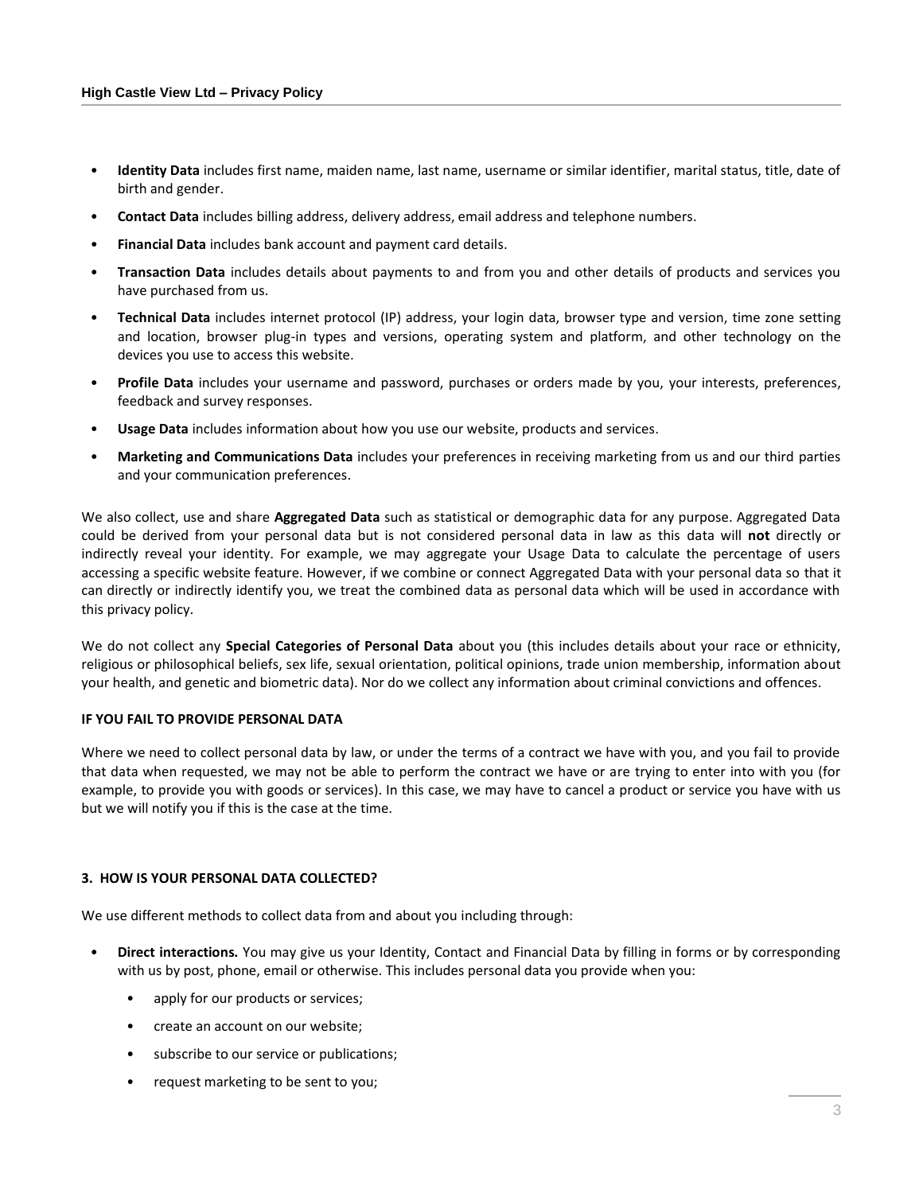- **Identity Data** includes first name, maiden name, last name, username or similar identifier, marital status, title, date of birth and gender.
- **Contact Data** includes billing address, delivery address, email address and telephone numbers.
- **Financial Data** includes bank account and payment card details.
- **Transaction Data** includes details about payments to and from you and other details of products and services you have purchased from us.
- **Technical Data** includes internet protocol (IP) address, your login data, browser type and version, time zone setting and location, browser plug-in types and versions, operating system and platform, and other technology on the devices you use to access this website.
- **Profile Data** includes your username and password, purchases or orders made by you, your interests, preferences, feedback and survey responses.
- **Usage Data** includes information about how you use our website, products and services.
- **Marketing and Communications Data** includes your preferences in receiving marketing from us and our third parties and your communication preferences.

We also collect, use and share **Aggregated Data** such as statistical or demographic data for any purpose. Aggregated Data could be derived from your personal data but is not considered personal data in law as this data will **not** directly or indirectly reveal your identity. For example, we may aggregate your Usage Data to calculate the percentage of users accessing a specific website feature. However, if we combine or connect Aggregated Data with your personal data so that it can directly or indirectly identify you, we treat the combined data as personal data which will be used in accordance with this privacy policy.

We do not collect any **Special Categories of Personal Data** about you (this includes details about your race or ethnicity, religious or philosophical beliefs, sex life, sexual orientation, political opinions, trade union membership, information about your health, and genetic and biometric data). Nor do we collect any information about criminal convictions and offences.

**IF YOU FAIL TO PROVIDE PERSONAL DATA**

Where we need to collect personal data by law, or under the terms of a contract we have with you, and you fail to provide that data when requested, we may not be able to perform the contract we have or are trying to enter into with you (for example, to provide you with goods or services). In this case, we may have to cancel a product or service you have with us but we will notify you if this is the case at the time.

## 3. HOW IS YOUR PERSONAL DATA COLLECTED?

We use different methods to collect data from and about you including through:

- **Direct interactions.** You may give us your Identity, Contact and Financial Data by filling in forms or by corresponding with us by post, phone, email or otherwise. This includes personal data you provide when you:
  - apply for our products or services;
  - create an account on our website;
  - subscribe to our service or publications;
  - request marketing to be sent to you;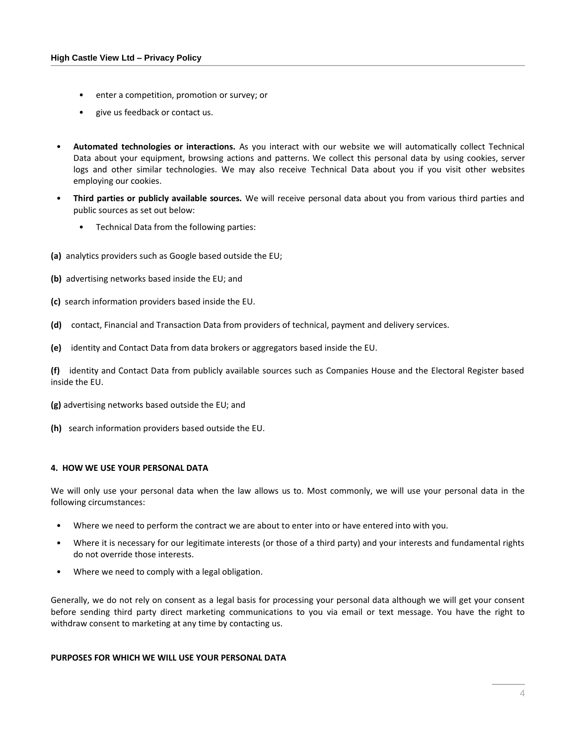- enter a competition, promotion or survey; or
- give us feedback or contact us.

- **Automated technologies or interactions.** As you interact with our website we will automatically collect Technical Data about your equipment, browsing actions and patterns. We collect this personal data by using cookies, server logs and other similar technologies. We may also receive Technical Data about you if you visit other websites employing our cookies.
- **Third parties or publicly available sources.** We will receive personal data about you from various third parties and public sources as set out below:
  - Technical Data from the following parties:

**(a)** analytics providers such as Google based outside the EU;

**(b)** advertising networks based inside the EU; and

**(c)** search information providers based inside the EU.

**(d)** contact, Financial and Transaction Data from providers of technical, payment and delivery services.

**(e)** identity and Contact Data from data brokers or aggregators based inside the EU.

**(f)** identity and Contact Data from publicly available sources such as Companies House and the Electoral Register based inside the EU.

**(g)** advertising networks based outside the EU; and

**(h)** search information providers based outside the EU.

### 4. HOW WE USE YOUR PERSONAL DATA

We will only use your personal data when the law allows us to. Most commonly, we will use your personal data in the following circumstances:

- Where we need to perform the contract we are about to enter into or have entered into with you.
- Where it is necessary for our legitimate interests (or those of a third party) and your interests and fundamental rights do not override those interests.
- Where we need to comply with a legal obligation.

Generally, we do not rely on consent as a legal basis for processing your personal data although we will get your consent before sending third party direct marketing communications to you via email or text message. You have the right to withdraw consent to marketing at any time by contacting us.

#### PURPOSES FOR WHICH WE WILL USE YOUR PERSONAL DATA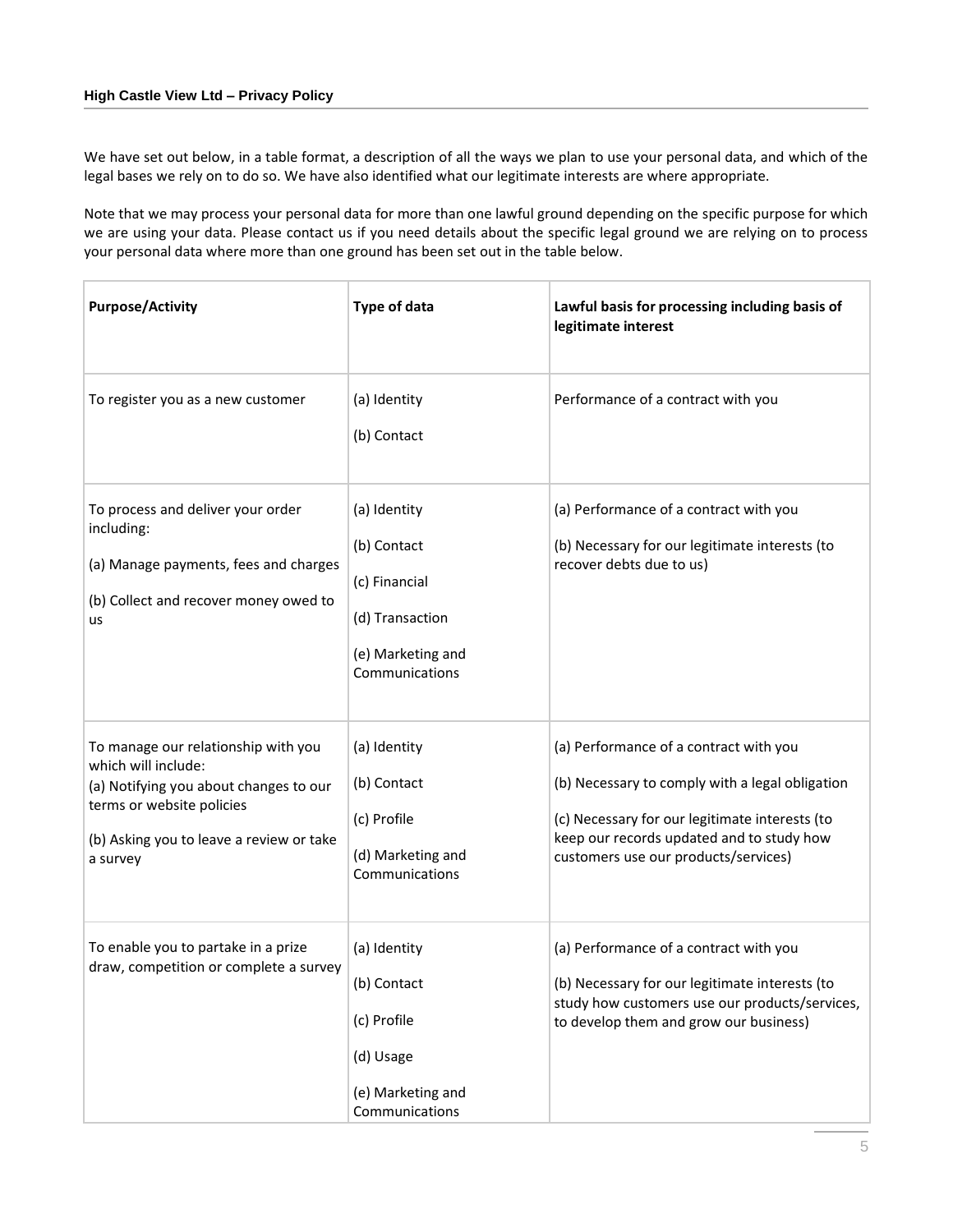We have set out below, in a table format, a description of all the ways we plan to use your personal data, and which of the legal bases we rely on to do so. We have also identified what our legitimate interests are where appropriate.

Note that we may process your personal data for more than one lawful ground depending on the specific purpose for which we are using your data. Please contact us if you need details about the specific legal ground we are relying on to process your personal data where more than one ground has been set out in the table below.

| **Purpose/Activity** | **Type of data** | **Lawful basis for processing including basis of legitimate interest** |
|---|---|---|
| To register you as a new customer | (a) Identity<br><br>(b) Contact | Performance of a contract with you |
| To process and deliver your order including:<br><br>(a) Manage payments, fees and charges<br><br>(b) Collect and recover money owed to us | (a) Identity<br><br>(b) Contact<br><br>(c) Financial<br><br>(d) Transaction<br><br>(e) Marketing and Communications | (a) Performance of a contract with you<br><br>(b) Necessary for our legitimate interests (to recover debts due to us) |
| To manage our relationship with you which will include:<br>(a) Notifying you about changes to our terms or website policies<br><br>(b) Asking you to leave a review or take a survey | (a) Identity<br><br>(b) Contact<br><br>(c) Profile<br><br>(d) Marketing and Communications | (a) Performance of a contract with you<br><br>(b) Necessary to comply with a legal obligation<br><br>(c) Necessary for our legitimate interests (to keep our records updated and to study how customers use our products/services) |
| To enable you to partake in a prize draw, competition or complete a survey | (a) Identity<br><br>(b) Contact<br><br>(c) Profile<br><br>(d) Usage<br><br>(e) Marketing and Communications | (a) Performance of a contract with you<br><br>(b) Necessary for our legitimate interests (to study how customers use our products/services, to develop them and grow our business) |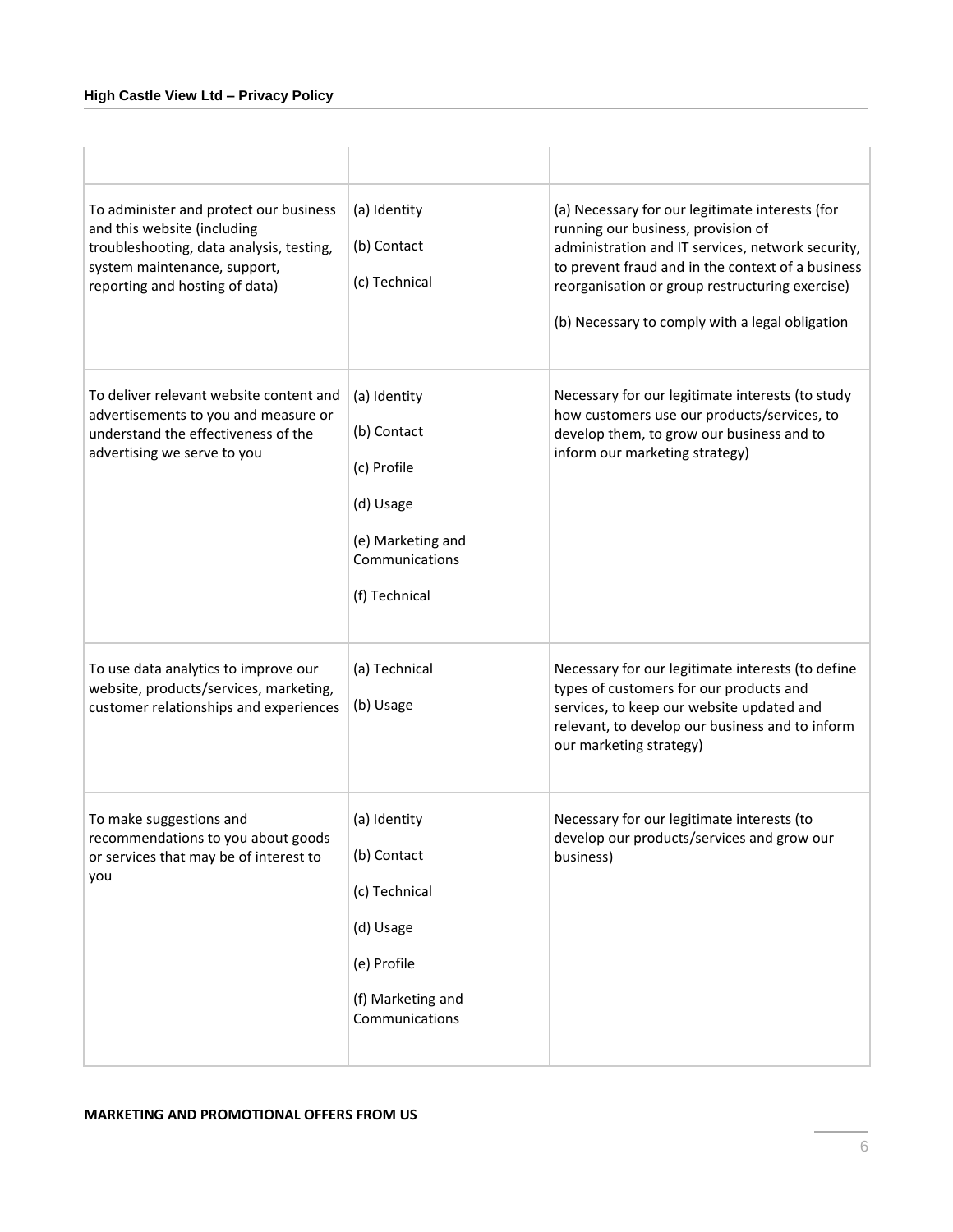| | | |
|---|---|---|
| To administer and protect our business and this website (including troubleshooting, data analysis, testing, system maintenance, support, reporting and hosting of data) | (a) Identity<br><br>(b) Contact<br><br>(c) Technical | (a) Necessary for our legitimate interests (for running our business, provision of administration and IT services, network security, to prevent fraud and in the context of a business reorganisation or group restructuring exercise)<br><br>(b) Necessary to comply with a legal obligation |
| To deliver relevant website content and advertisements to you and measure or understand the effectiveness of the advertising we serve to you | (a) Identity<br><br>(b) Contact<br><br>(c) Profile<br><br>(d) Usage<br><br>(e) Marketing and Communications<br><br>(f) Technical | Necessary for our legitimate interests (to study how customers use our products/services, to develop them, to grow our business and to inform our marketing strategy) |
| To use data analytics to improve our website, products/services, marketing, customer relationships and experiences | (a) Technical<br><br>(b) Usage | Necessary for our legitimate interests (to define types of customers for our products and services, to keep our website updated and relevant, to develop our business and to inform our marketing strategy) |
| To make suggestions and recommendations to you about goods or services that may be of interest to you | (a) Identity<br><br>(b) Contact<br><br>(c) Technical<br><br>(d) Usage<br><br>(e) Profile<br><br>(f) Marketing and Communications | Necessary for our legitimate interests (to develop our products/services and grow our business) |

**MARKETING AND PROMOTIONAL OFFERS FROM US**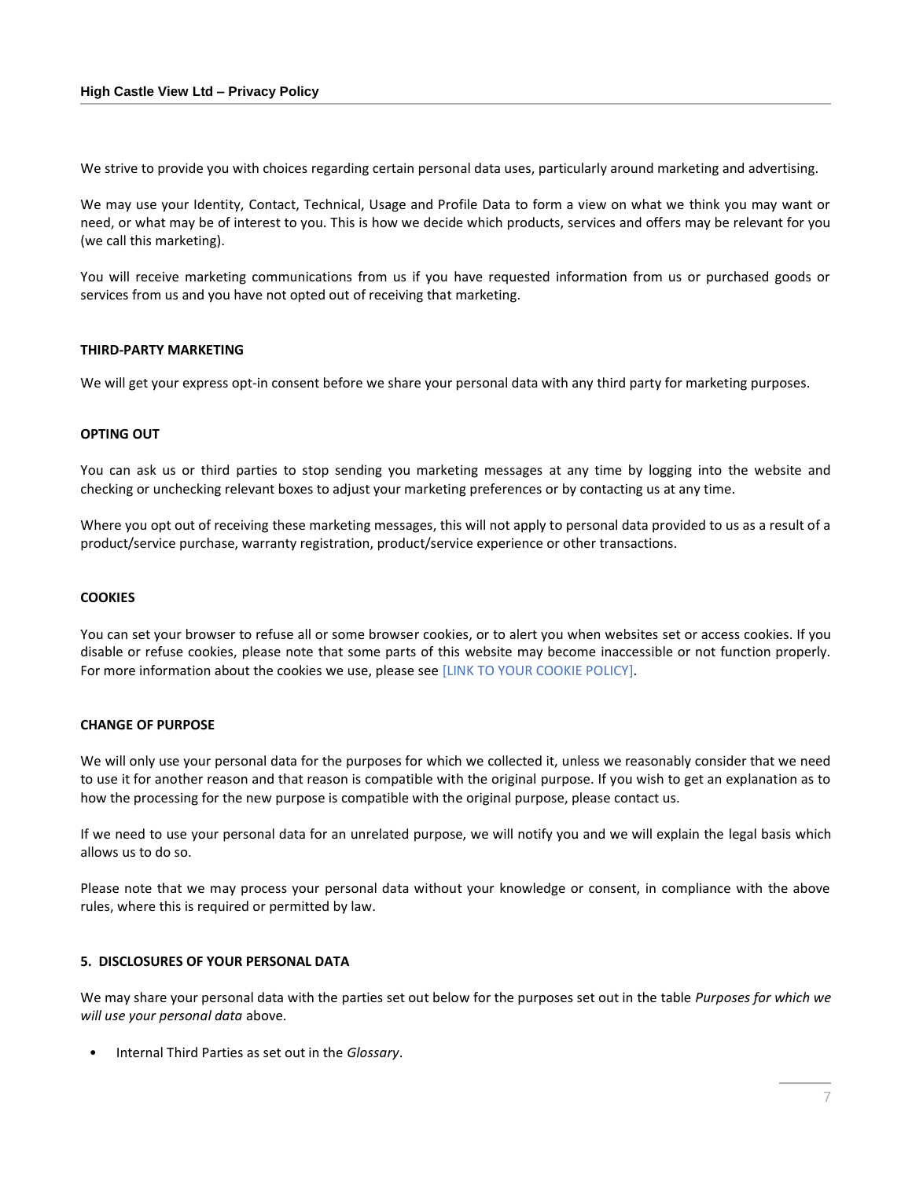We strive to provide you with choices regarding certain personal data uses, particularly around marketing and advertising.

We may use your Identity, Contact, Technical, Usage and Profile Data to form a view on what we think you may want or need, or what may be of interest to you. This is how we decide which products, services and offers may be relevant for you (we call this marketing).

You will receive marketing communications from us if you have requested information from us or purchased goods or services from us and you have not opted out of receiving that marketing.

**THIRD-PARTY MARKETING**

We will get your express opt-in consent before we share your personal data with any third party for marketing purposes.

**OPTING OUT**

You can ask us or third parties to stop sending you marketing messages at any time by logging into the website and checking or unchecking relevant boxes to adjust your marketing preferences or by contacting us at any time.

Where you opt out of receiving these marketing messages, this will not apply to personal data provided to us as a result of a product/service purchase, warranty registration, product/service experience or other transactions.

**COOKIES**

You can set your browser to refuse all or some browser cookies, or to alert you when websites set or access cookies. If you disable or refuse cookies, please note that some parts of this website may become inaccessible or not function properly. For more information about the cookies we use, please see [LINK TO YOUR COOKIE POLICY].

**CHANGE OF PURPOSE**

We will only use your personal data for the purposes for which we collected it, unless we reasonably consider that we need to use it for another reason and that reason is compatible with the original purpose. If you wish to get an explanation as to how the processing for the new purpose is compatible with the original purpose, please contact us.

If we need to use your personal data for an unrelated purpose, we will notify you and we will explain the legal basis which allows us to do so.

Please note that we may process your personal data without your knowledge or consent, in compliance with the above rules, where this is required or permitted by law.

## 5. DISCLOSURES OF YOUR PERSONAL DATA

We may share your personal data with the parties set out below for the purposes set out in the table *Purposes for which we will use your personal data* above.

- Internal Third Parties as set out in the *Glossary*.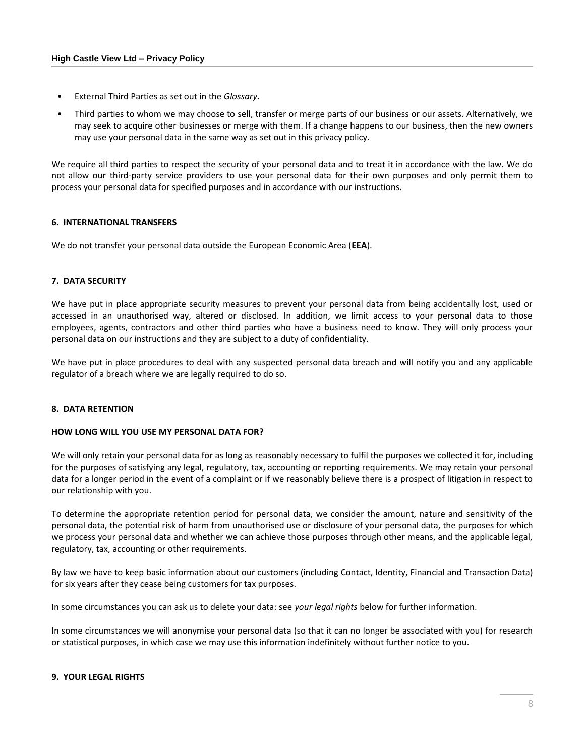- External Third Parties as set out in the *Glossary*.
- Third parties to whom we may choose to sell, transfer or merge parts of our business or our assets. Alternatively, we may seek to acquire other businesses or merge with them. If a change happens to our business, then the new owners may use your personal data in the same way as set out in this privacy policy.

We require all third parties to respect the security of your personal data and to treat it in accordance with the law. We do not allow our third-party service providers to use your personal data for their own purposes and only permit them to process your personal data for specified purposes and in accordance with our instructions.

## 6. INTERNATIONAL TRANSFERS

We do not transfer your personal data outside the European Economic Area (**EEA**).

## 7. DATA SECURITY

We have put in place appropriate security measures to prevent your personal data from being accidentally lost, used or accessed in an unauthorised way, altered or disclosed. In addition, we limit access to your personal data to those employees, agents, contractors and other third parties who have a business need to know. They will only process your personal data on our instructions and they are subject to a duty of confidentiality.

We have put in place procedures to deal with any suspected personal data breach and will notify you and any applicable regulator of a breach where we are legally required to do so.

## 8. DATA RETENTION

### HOW LONG WILL YOU USE MY PERSONAL DATA FOR?

We will only retain your personal data for as long as reasonably necessary to fulfil the purposes we collected it for, including for the purposes of satisfying any legal, regulatory, tax, accounting or reporting requirements. We may retain your personal data for a longer period in the event of a complaint or if we reasonably believe there is a prospect of litigation in respect to our relationship with you.

To determine the appropriate retention period for personal data, we consider the amount, nature and sensitivity of the personal data, the potential risk of harm from unauthorised use or disclosure of your personal data, the purposes for which we process your personal data and whether we can achieve those purposes through other means, and the applicable legal, regulatory, tax, accounting or other requirements.

By law we have to keep basic information about our customers (including Contact, Identity, Financial and Transaction Data) for six years after they cease being customers for tax purposes.

In some circumstances you can ask us to delete your data: see *your legal rights* below for further information.

In some circumstances we will anonymise your personal data (so that it can no longer be associated with you) for research or statistical purposes, in which case we may use this information indefinitely without further notice to you.

## 9. YOUR LEGAL RIGHTS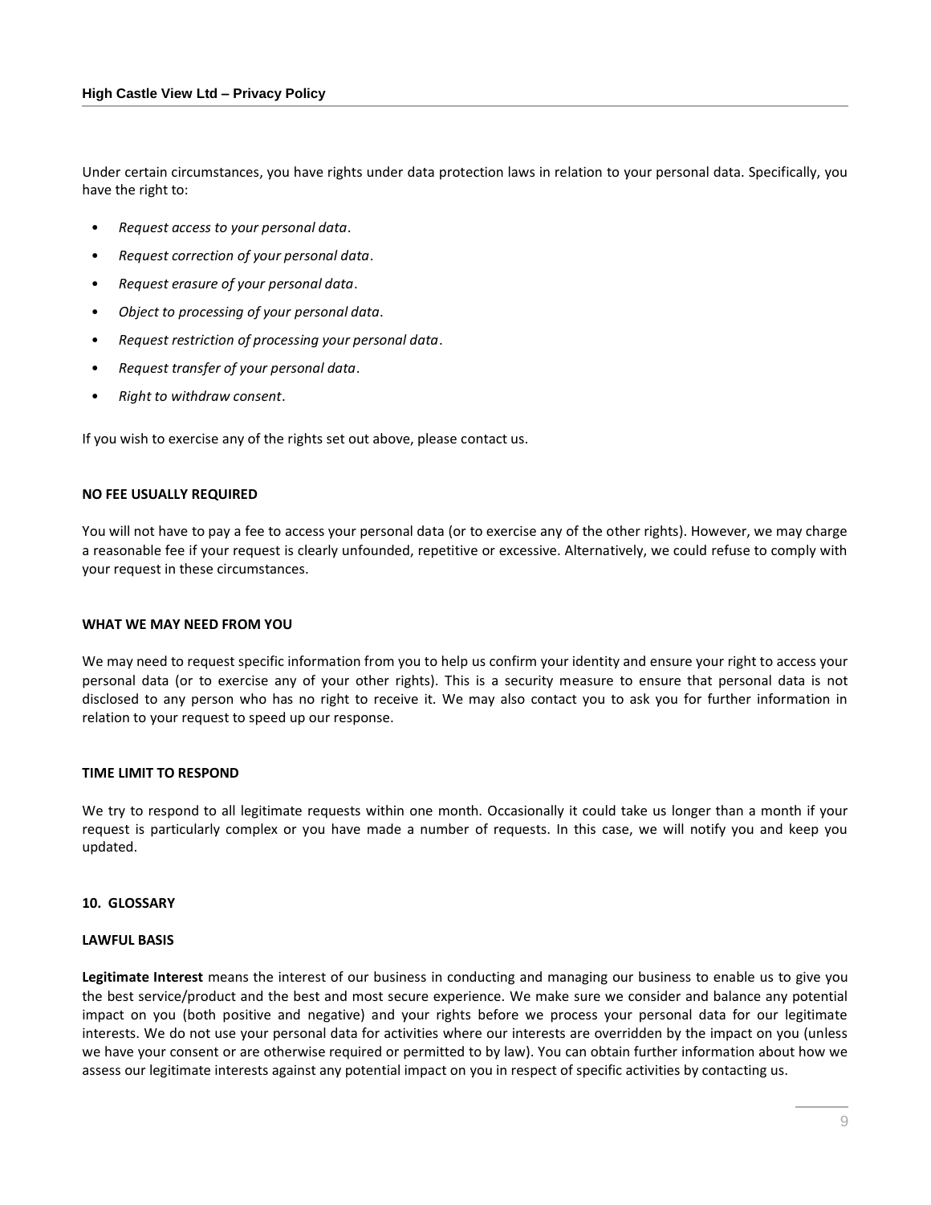Under certain circumstances, you have rights under data protection laws in relation to your personal data. Specifically, you have the right to:

- *Request access to your personal data*.
- *Request correction of your personal data*.
- *Request erasure of your personal data*.
- *Object to processing of your personal data*.
- *Request restriction of processing your personal data*.
- *Request transfer of your personal data*.
- *Right to withdraw consent*.

If you wish to exercise any of the rights set out above, please contact us.

**NO FEE USUALLY REQUIRED**

You will not have to pay a fee to access your personal data (or to exercise any of the other rights). However, we may charge a reasonable fee if your request is clearly unfounded, repetitive or excessive. Alternatively, we could refuse to comply with your request in these circumstances.

**WHAT WE MAY NEED FROM YOU**

We may need to request specific information from you to help us confirm your identity and ensure your right to access your personal data (or to exercise any of your other rights). This is a security measure to ensure that personal data is not disclosed to any person who has no right to receive it. We may also contact you to ask you for further information in relation to your request to speed up our response.

**TIME LIMIT TO RESPOND**

We try to respond to all legitimate requests within one month. Occasionally it could take us longer than a month if your request is particularly complex or you have made a number of requests. In this case, we will notify you and keep you updated.

## 10. GLOSSARY

**LAWFUL BASIS**

**Legitimate Interest** means the interest of our business in conducting and managing our business to enable us to give you the best service/product and the best and most secure experience. We make sure we consider and balance any potential impact on you (both positive and negative) and your rights before we process your personal data for our legitimate interests. We do not use your personal data for activities where our interests are overridden by the impact on you (unless we have your consent or are otherwise required or permitted to by law). You can obtain further information about how we assess our legitimate interests against any potential impact on you in respect of specific activities by contacting us.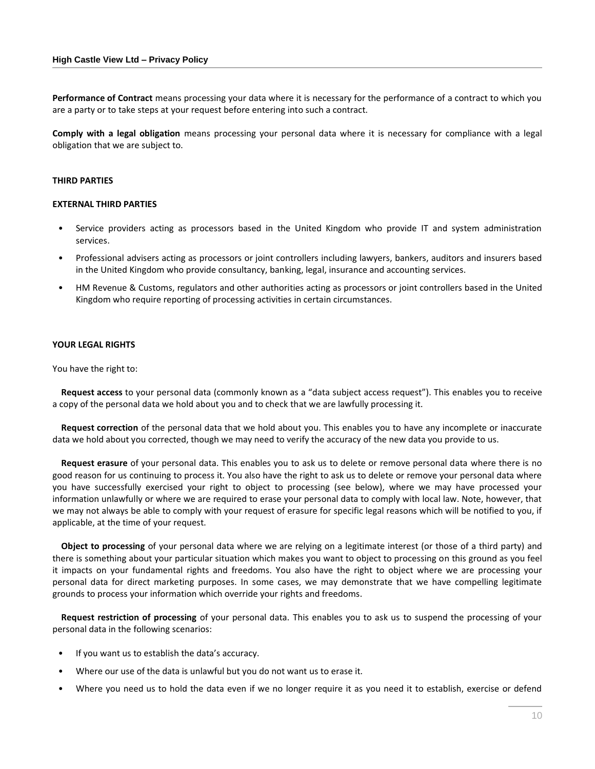**Performance of Contract** means processing your data where it is necessary for the performance of a contract to which you are a party or to take steps at your request before entering into such a contract.

**Comply with a legal obligation** means processing your personal data where it is necessary for compliance with a legal obligation that we are subject to.

## THIRD PARTIES

### EXTERNAL THIRD PARTIES

- Service providers acting as processors based in the United Kingdom who provide IT and system administration services.
- Professional advisers acting as processors or joint controllers including lawyers, bankers, auditors and insurers based in the United Kingdom who provide consultancy, banking, legal, insurance and accounting services.
- HM Revenue & Customs, regulators and other authorities acting as processors or joint controllers based in the United Kingdom who require reporting of processing activities in certain circumstances.

## YOUR LEGAL RIGHTS

You have the right to:

**Request access** to your personal data (commonly known as a "data subject access request"). This enables you to receive a copy of the personal data we hold about you and to check that we are lawfully processing it.

**Request correction** of the personal data that we hold about you. This enables you to have any incomplete or inaccurate data we hold about you corrected, though we may need to verify the accuracy of the new data you provide to us.

**Request erasure** of your personal data. This enables you to ask us to delete or remove personal data where there is no good reason for us continuing to process it. You also have the right to ask us to delete or remove your personal data where you have successfully exercised your right to object to processing (see below), where we may have processed your information unlawfully or where we are required to erase your personal data to comply with local law. Note, however, that we may not always be able to comply with your request of erasure for specific legal reasons which will be notified to you, if applicable, at the time of your request.

**Object to processing** of your personal data where we are relying on a legitimate interest (or those of a third party) and there is something about your particular situation which makes you want to object to processing on this ground as you feel it impacts on your fundamental rights and freedoms. You also have the right to object where we are processing your personal data for direct marketing purposes. In some cases, we may demonstrate that we have compelling legitimate grounds to process your information which override your rights and freedoms.

**Request restriction of processing** of your personal data. This enables you to ask us to suspend the processing of your personal data in the following scenarios:

- If you want us to establish the data's accuracy.
- Where our use of the data is unlawful but you do not want us to erase it.
- Where you need us to hold the data even if we no longer require it as you need it to establish, exercise or defend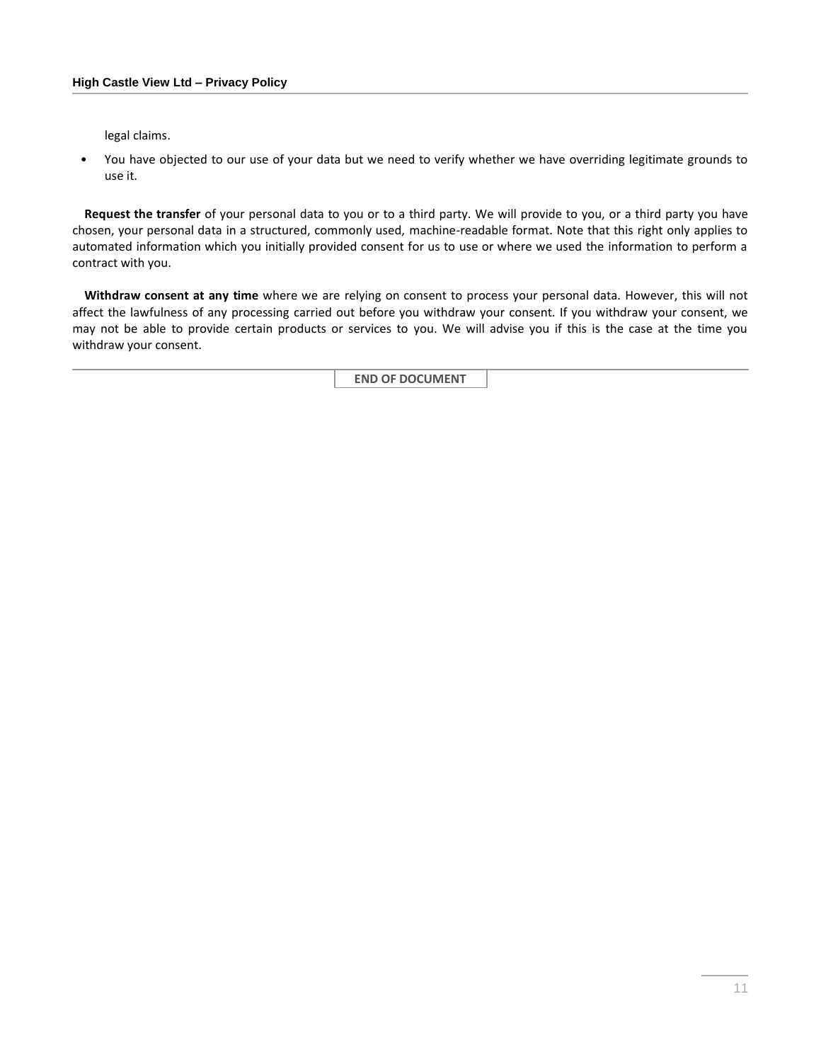legal claims.

- You have objected to our use of your data but we need to verify whether we have overriding legitimate grounds to use it.

**Request the transfer** of your personal data to you or to a third party. We will provide to you, or a third party you have chosen, your personal data in a structured, commonly used, machine-readable format. Note that this right only applies to automated information which you initially provided consent for us to use or where we used the information to perform a contract with you.

**Withdraw consent at any time** where we are relying on consent to process your personal data. However, this will not affect the lawfulness of any processing carried out before you withdraw your consent. If you withdraw your consent, we may not be able to provide certain products or services to you. We will advise you if this is the case at the time you withdraw your consent.

**END OF DOCUMENT**